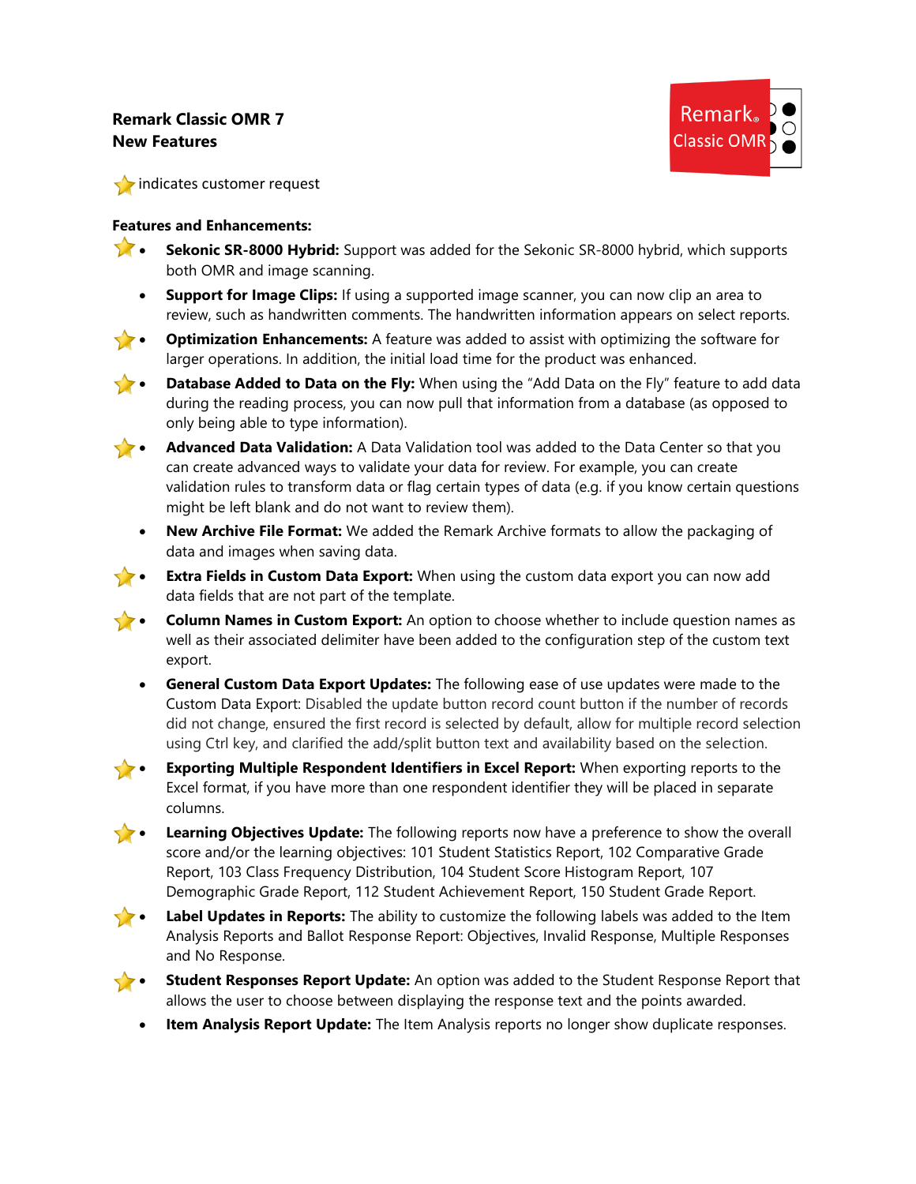**Remark Classic OMR 7**
**New Features**

⭐ indicates customer request

**Features and Enhancements:**

- ⭐ **Sekonic SR-8000 Hybrid:** Support was added for the Sekonic SR-8000 hybrid, which supports both OMR and image scanning.
- **Support for Image Clips:** If using a supported image scanner, you can now clip an area to review, such as handwritten comments. The handwritten information appears on select reports.
- ⭐ **Optimization Enhancements:** A feature was added to assist with optimizing the software for larger operations. In addition, the initial load time for the product was enhanced.
- ⭐ **Database Added to Data on the Fly:** When using the "Add Data on the Fly" feature to add data during the reading process, you can now pull that information from a database (as opposed to only being able to type information).
- ⭐ **Advanced Data Validation:** A Data Validation tool was added to the Data Center so that you can create advanced ways to validate your data for review. For example, you can create validation rules to transform data or flag certain types of data (e.g. if you know certain questions might be left blank and do not want to review them).
- **New Archive File Format:** We added the Remark Archive formats to allow the packaging of data and images when saving data.
- ⭐ **Extra Fields in Custom Data Export:** When using the custom data export you can now add data fields that are not part of the template.
- ⭐ **Column Names in Custom Export:** An option to choose whether to include question names as well as their associated delimiter have been added to the configuration step of the custom text export.
- **General Custom Data Export Updates:** The following ease of use updates were made to the Custom Data Export: Disabled the update button record count button if the number of records did not change, ensured the first record is selected by default, allow for multiple record selection using Ctrl key, and clarified the add/split button text and availability based on the selection.
- ⭐ **Exporting Multiple Respondent Identifiers in Excel Report:** When exporting reports to the Excel format, if you have more than one respondent identifier they will be placed in separate columns.
- ⭐ **Learning Objectives Update:** The following reports now have a preference to show the overall score and/or the learning objectives: 101 Student Statistics Report, 102 Comparative Grade Report, 103 Class Frequency Distribution, 104 Student Score Histogram Report, 107 Demographic Grade Report, 112 Student Achievement Report, 150 Student Grade Report.
- ⭐ **Label Updates in Reports:** The ability to customize the following labels was added to the Item Analysis Reports and Ballot Response Report: Objectives, Invalid Response, Multiple Responses and No Response.
- ⭐ **Student Responses Report Update:** An option was added to the Student Response Report that allows the user to choose between displaying the response text and the points awarded.
- **Item Analysis Report Update:** The Item Analysis reports no longer show duplicate responses.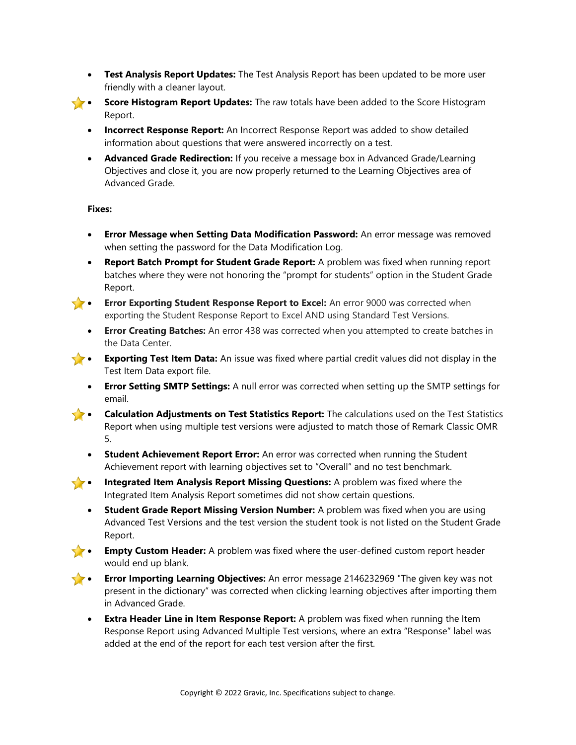- **Test Analysis Report Updates:** The Test Analysis Report has been updated to be more user friendly with a cleaner layout.
- **Score Histogram Report Updates:** The raw totals have been added to the Score Histogram Report.
- **Incorrect Response Report:** An Incorrect Response Report was added to show detailed information about questions that were answered incorrectly on a test.
- **Advanced Grade Redirection:** If you receive a message box in Advanced Grade/Learning Objectives and close it, you are now properly returned to the Learning Objectives area of Advanced Grade.

**Fixes:**

- **Error Message when Setting Data Modification Password:** An error message was removed when setting the password for the Data Modification Log.
- **Report Batch Prompt for Student Grade Report:** A problem was fixed when running report batches where they were not honoring the "prompt for students" option in the Student Grade Report.
- **Error Exporting Student Response Report to Excel:** An error 9000 was corrected when exporting the Student Response Report to Excel AND using Standard Test Versions.
- **Error Creating Batches:** An error 438 was corrected when you attempted to create batches in the Data Center.
- **Exporting Test Item Data:** An issue was fixed where partial credit values did not display in the Test Item Data export file.
- **Error Setting SMTP Settings:** A null error was corrected when setting up the SMTP settings for email.
- **Calculation Adjustments on Test Statistics Report:** The calculations used on the Test Statistics Report when using multiple test versions were adjusted to match those of Remark Classic OMR 5.
- **Student Achievement Report Error:** An error was corrected when running the Student Achievement report with learning objectives set to "Overall" and no test benchmark.
- **Integrated Item Analysis Report Missing Questions:** A problem was fixed where the Integrated Item Analysis Report sometimes did not show certain questions.
- **Student Grade Report Missing Version Number:** A problem was fixed when you are using Advanced Test Versions and the test version the student took is not listed on the Student Grade Report.
- **Empty Custom Header:** A problem was fixed where the user-defined custom report header would end up blank.
- **Error Importing Learning Objectives:** An error message 2146232969 "The given key was not present in the dictionary" was corrected when clicking learning objectives after importing them in Advanced Grade.
- **Extra Header Line in Item Response Report:** A problem was fixed when running the Item Response Report using Advanced Multiple Test versions, where an extra "Response" label was added at the end of the report for each test version after the first.

Copyright © 2022 Gravic, Inc. Specifications subject to change.